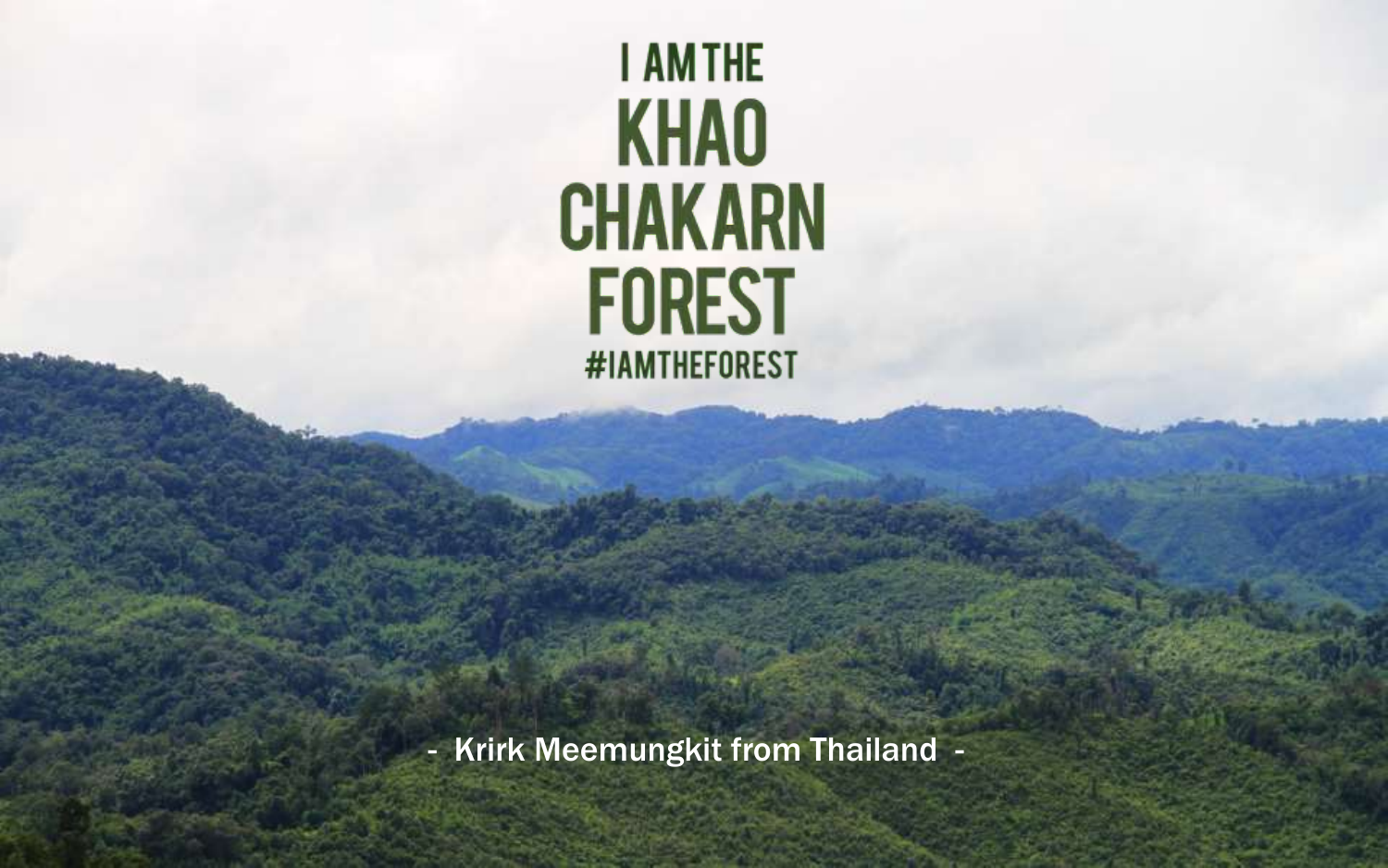# I AM THE KHAO CHAKARN FOREST

#IAMTHEFOREST

- Krirk Meemungkit from Thailand -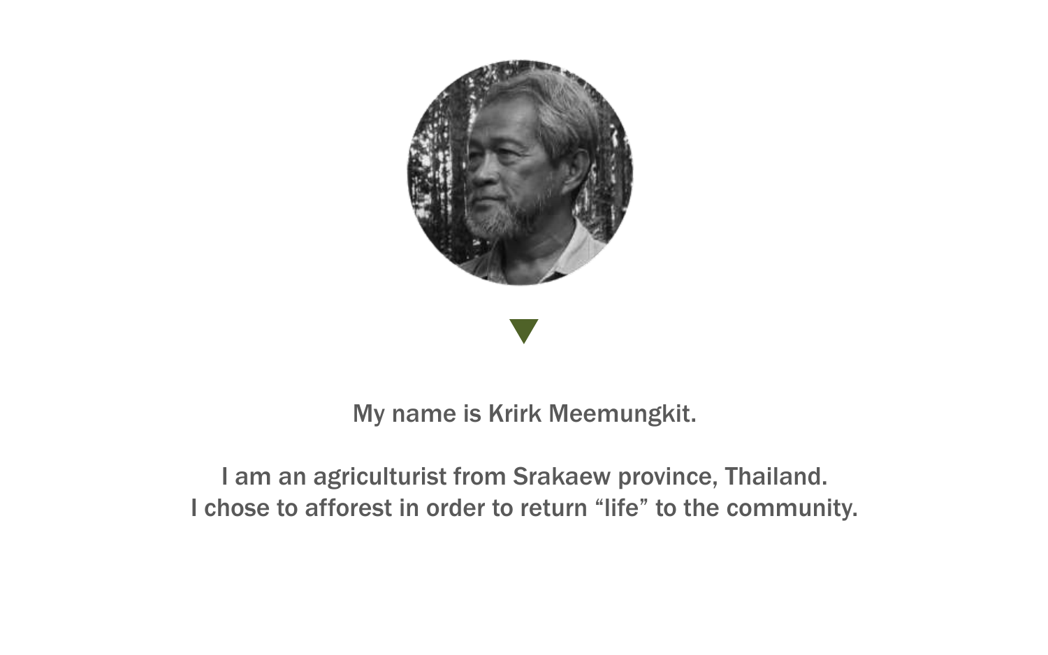My name is Krirk Meemungkit.

I am an agriculturist from Srakaew province, Thailand.
I chose to afforest in order to return “life” to the community.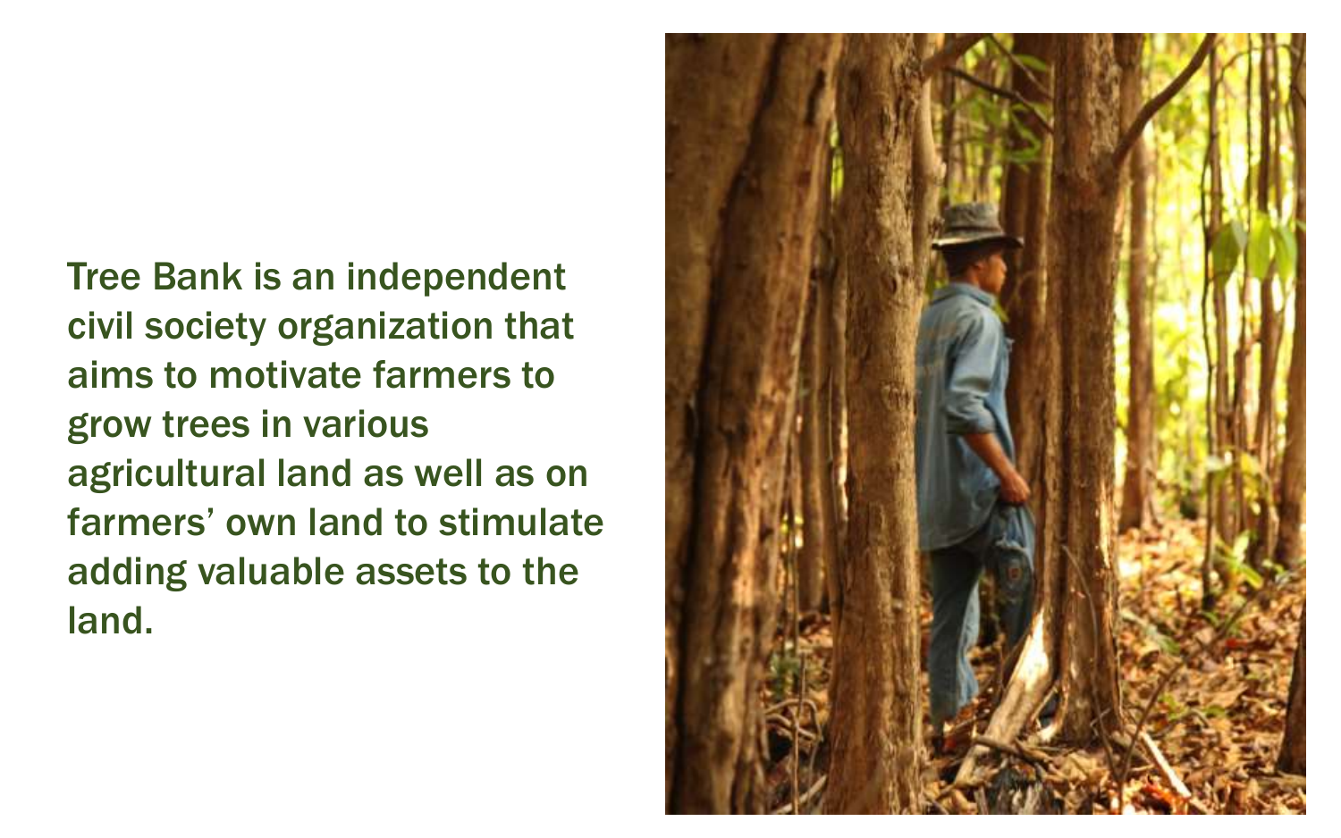Tree Bank is an independent civil society organization that aims to motivate farmers to grow trees in various agricultural land as well as on farmers' own land to stimulate adding valuable assets to the land.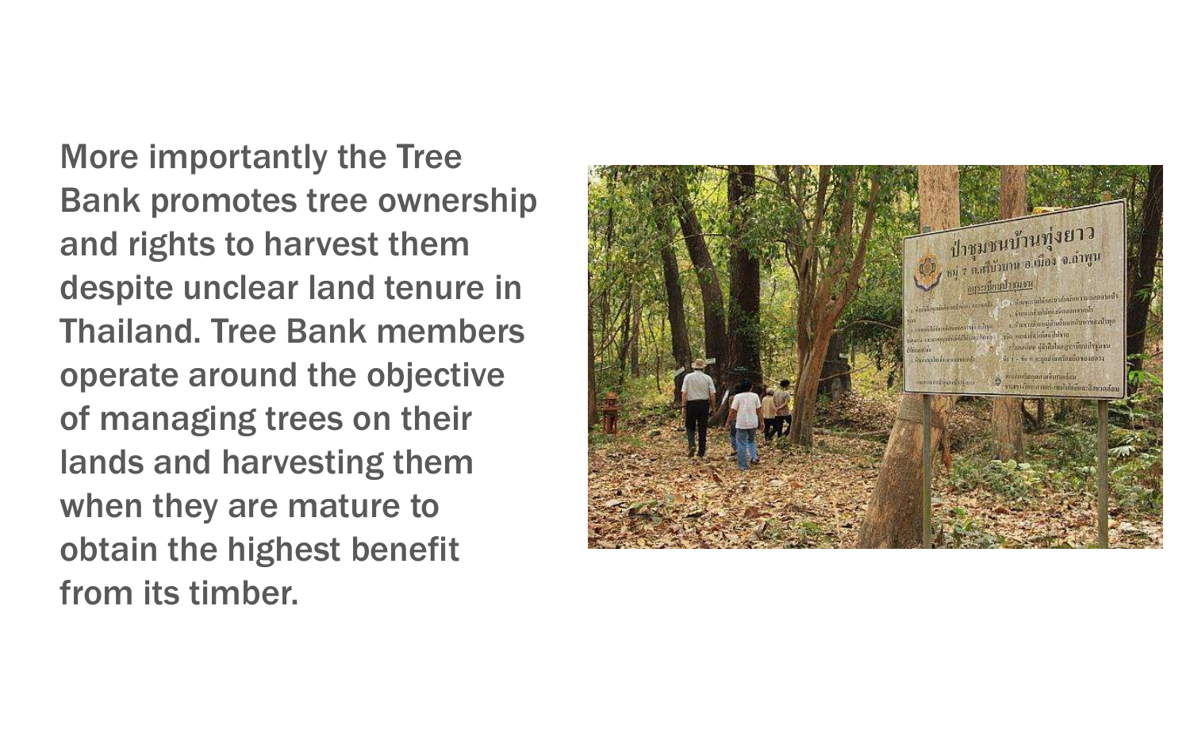More importantly the Tree Bank promotes tree ownership and rights to harvest them despite unclear land tenure in Thailand. Tree Bank members operate around the objective of managing trees on their lands and harvesting them when they are mature to obtain the highest benefit from its timber.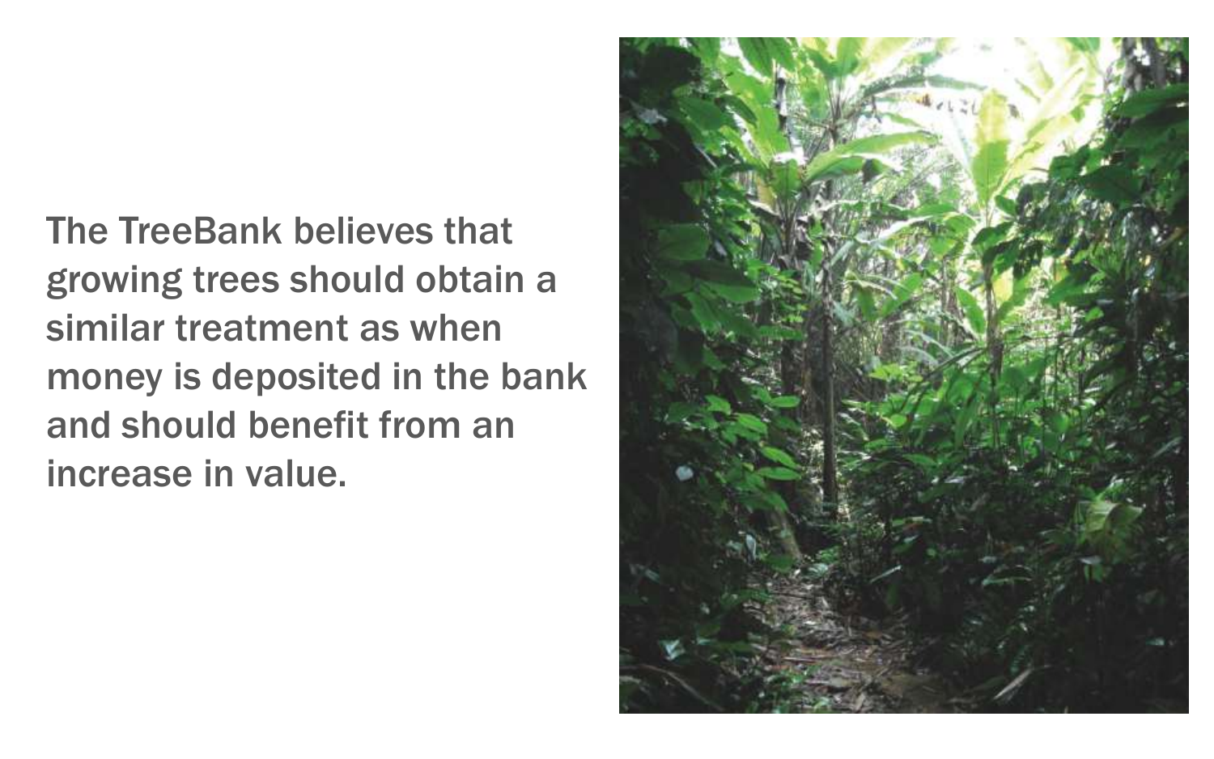The TreeBank believes that growing trees should obtain a similar treatment as when money is deposited in the bank and should benefit from an increase in value.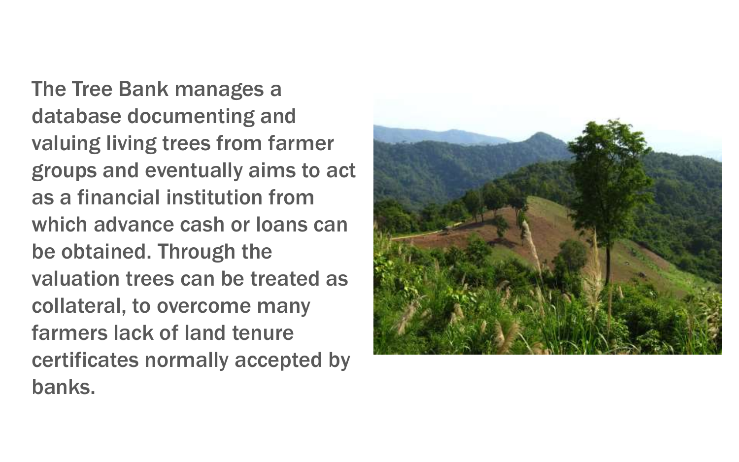The Tree Bank manages a database documenting and valuing living trees from farmer groups and eventually aims to act as a financial institution from which advance cash or loans can be obtained. Through the valuation trees can be treated as collateral, to overcome many farmers lack of land tenure certificates normally accepted by banks.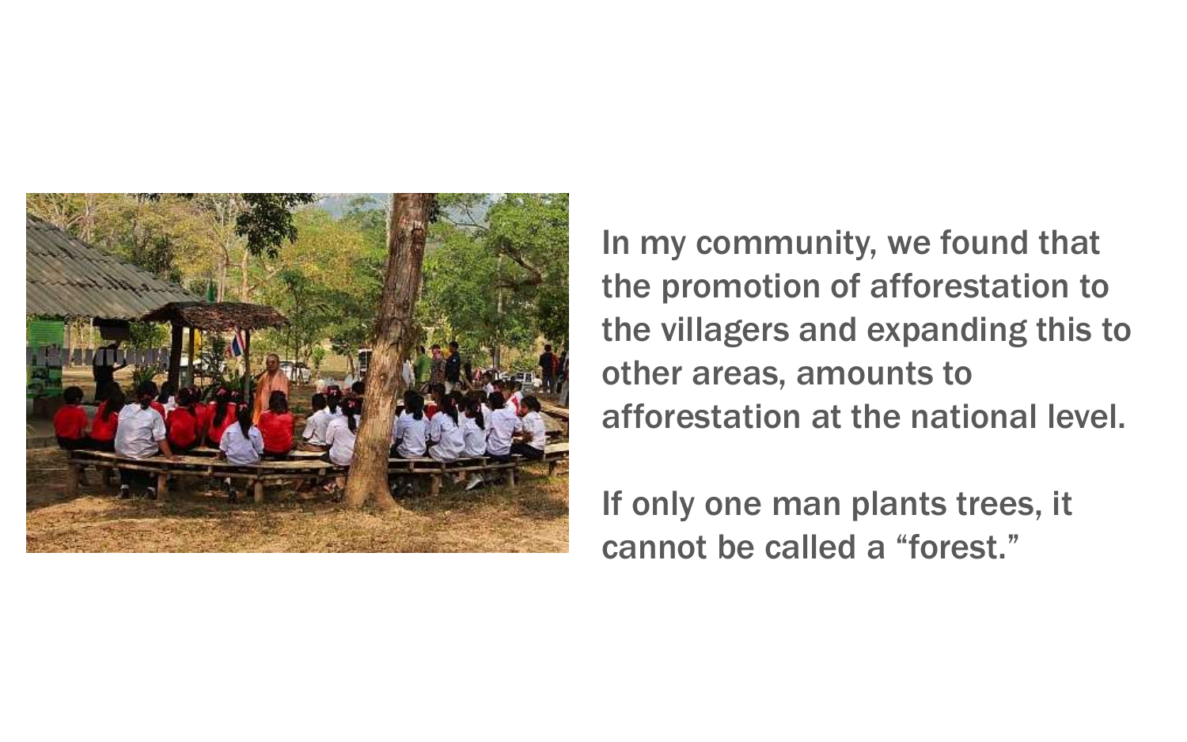In my community, we found that the promotion of afforestation to the villagers and expanding this to other areas, amounts to afforestation at the national level.

If only one man plants trees, it cannot be called a "forest."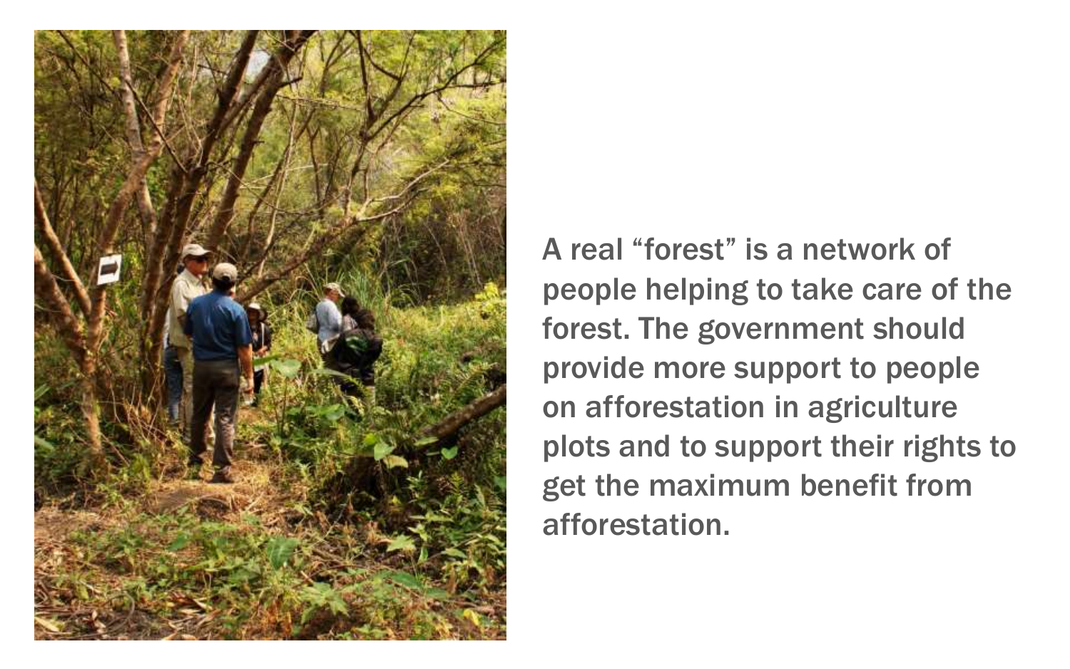A real “forest” is a network of people helping to take care of the forest. The government should provide more support to people on afforestation in agriculture plots and to support their rights to get the maximum benefit from afforestation.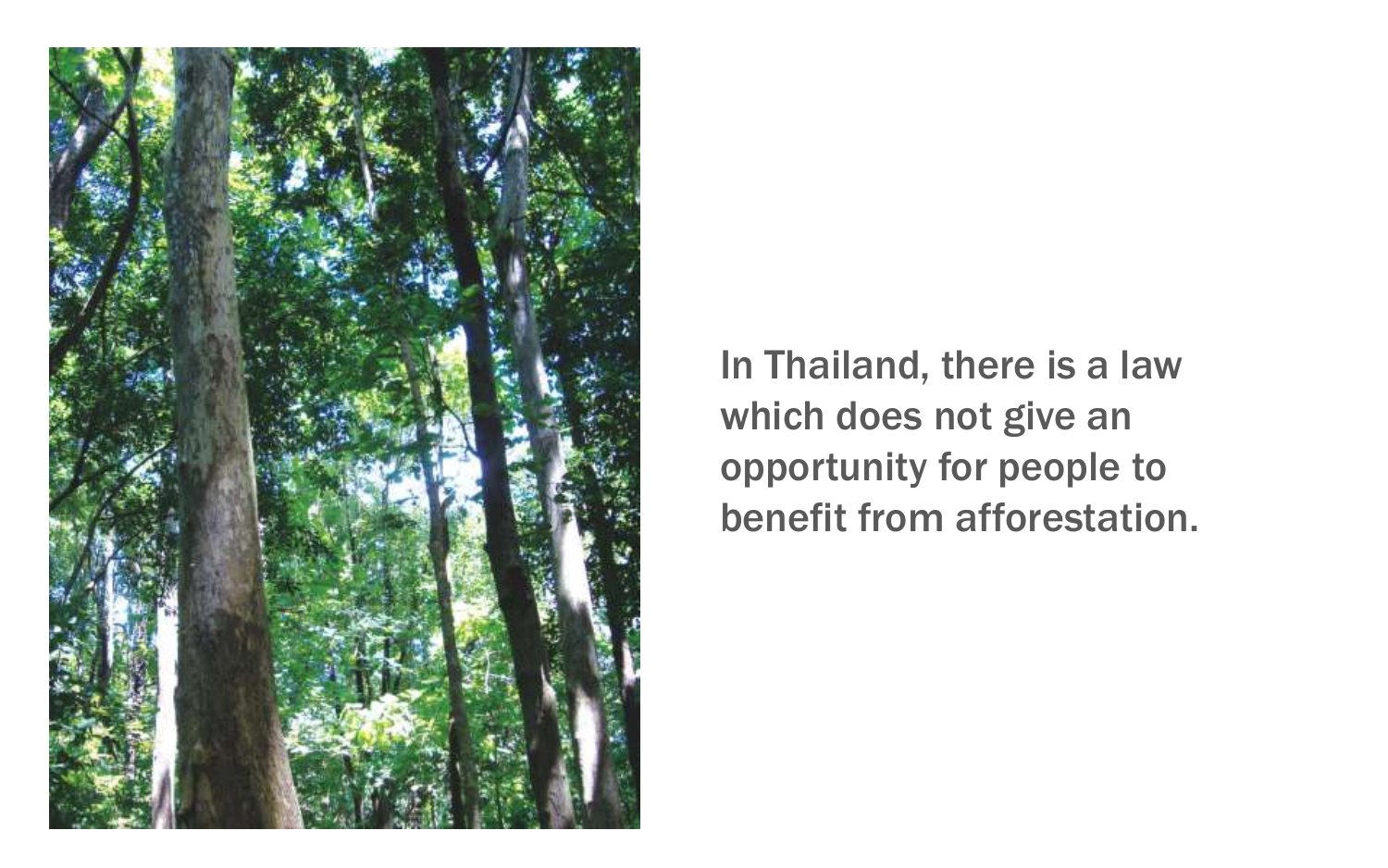In Thailand, there is a law which does not give an opportunity for people to benefit from afforestation.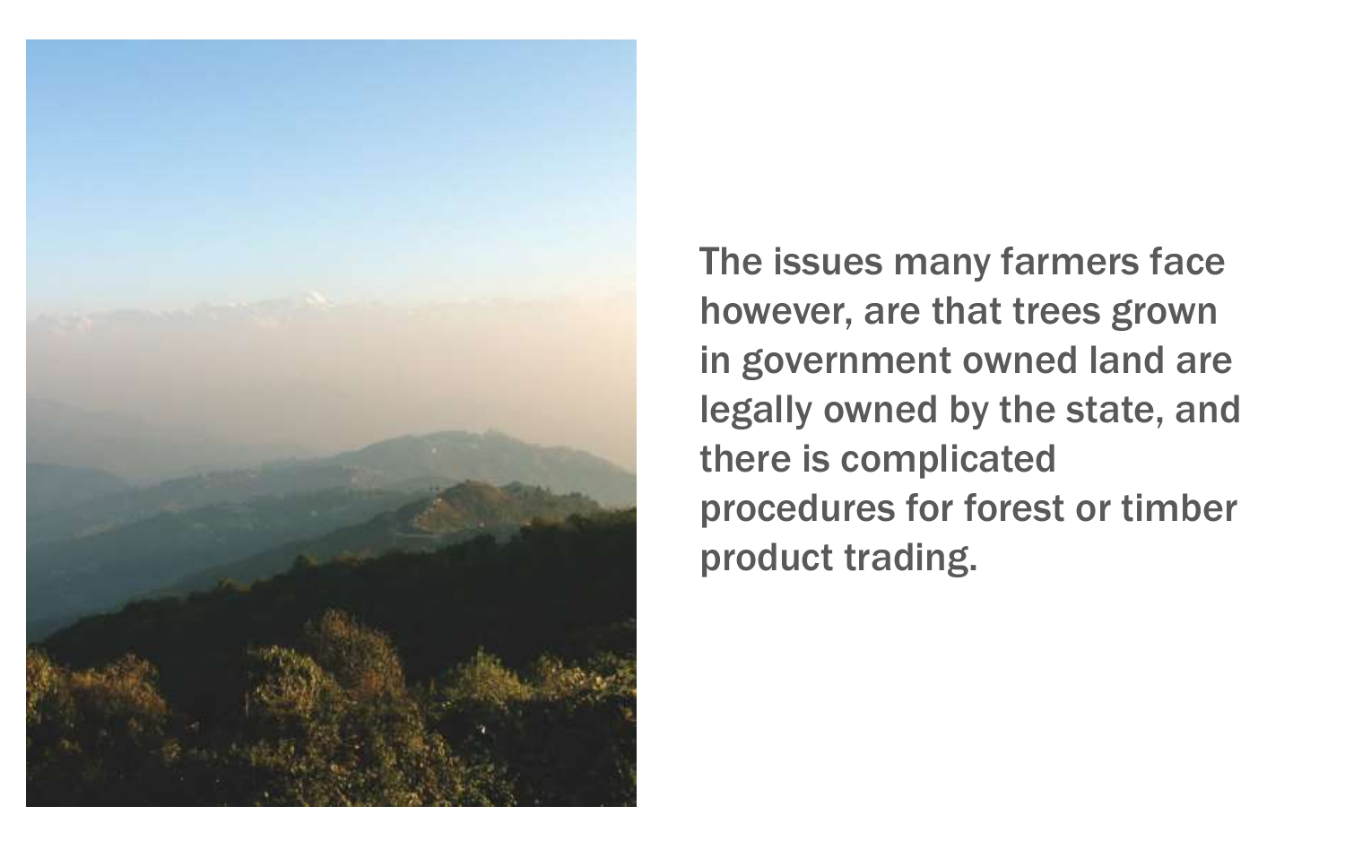The issues many farmers face however, are that trees grown in government owned land are legally owned by the state, and there is complicated procedures for forest or timber product trading.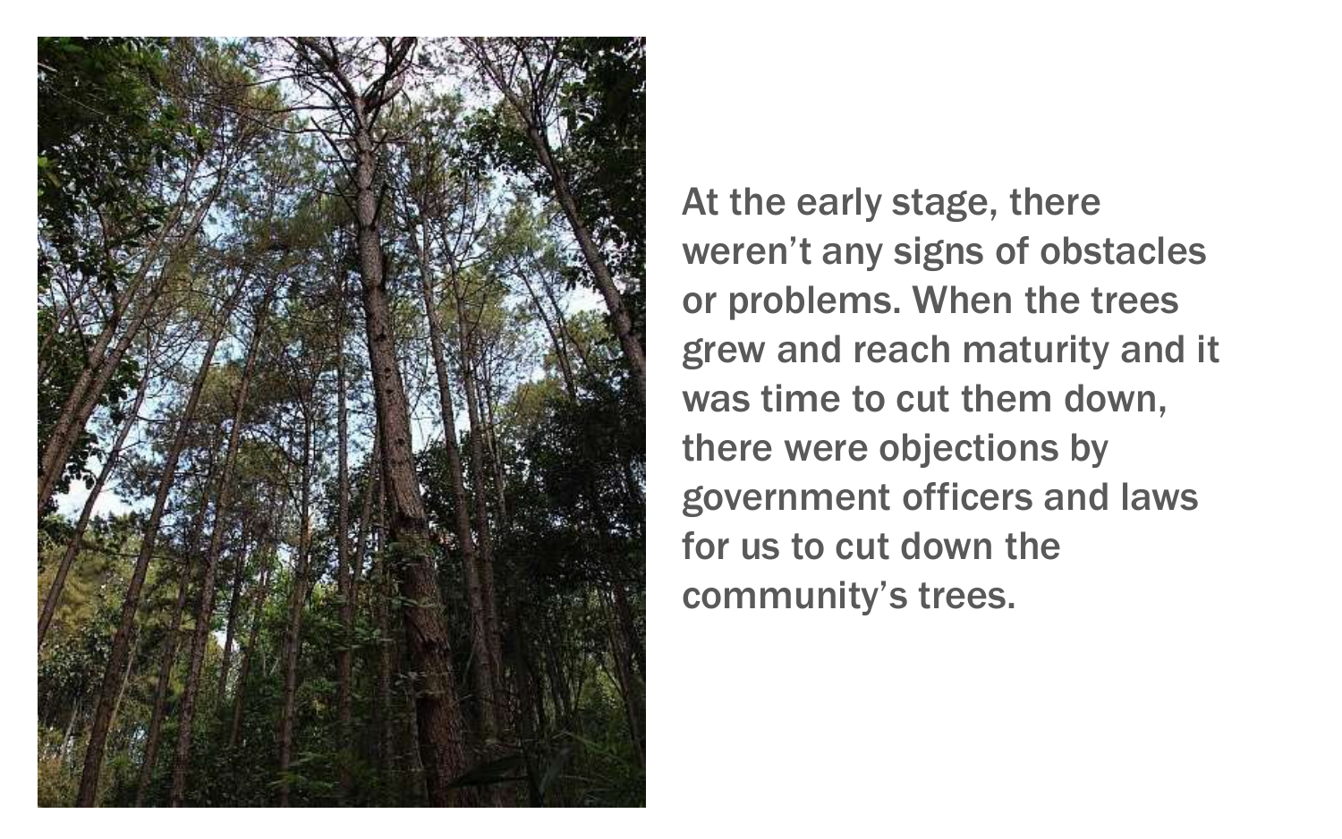At the early stage, there weren’t any signs of obstacles or problems. When the trees grew and reach maturity and it was time to cut them down, there were objections by government officers and laws for us to cut down the community’s trees.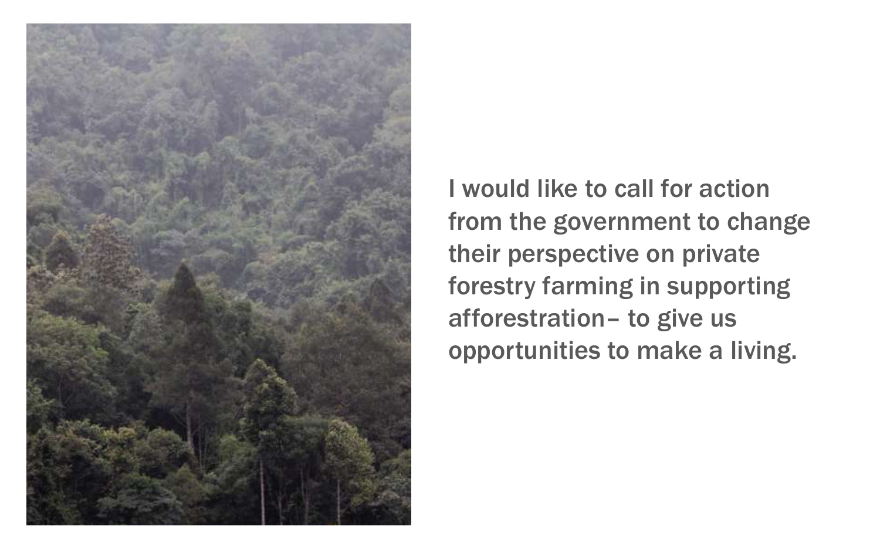I would like to call for action from the government to change their perspective on private forestry farming in supporting afforestration– to give us opportunities to make a living.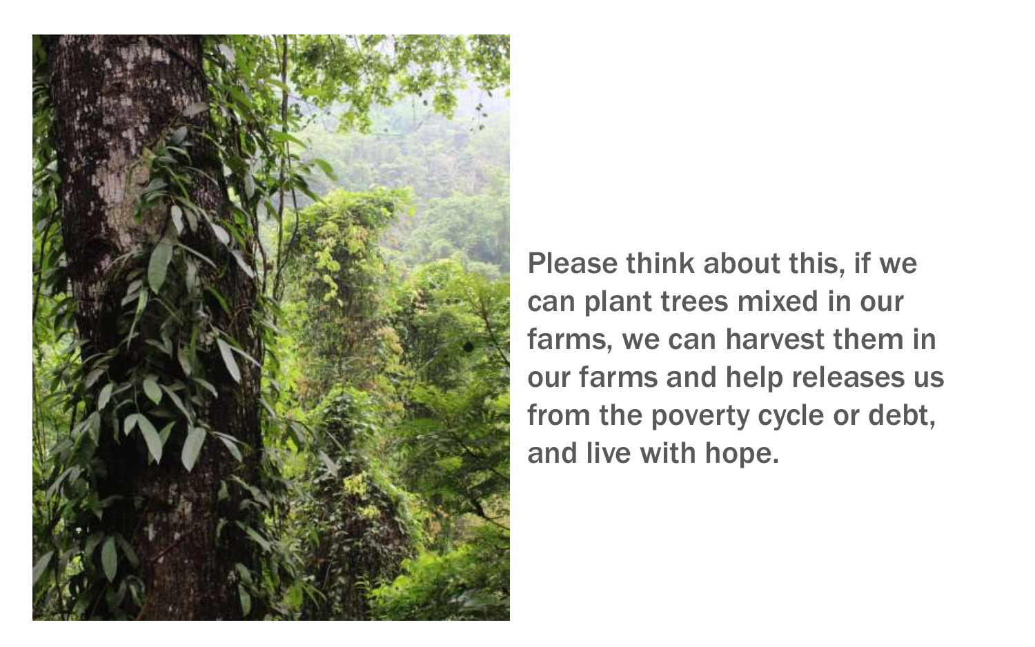Please think about this, if we can plant trees mixed in our farms, we can harvest them in our farms and help releases us from the poverty cycle or debt, and live with hope.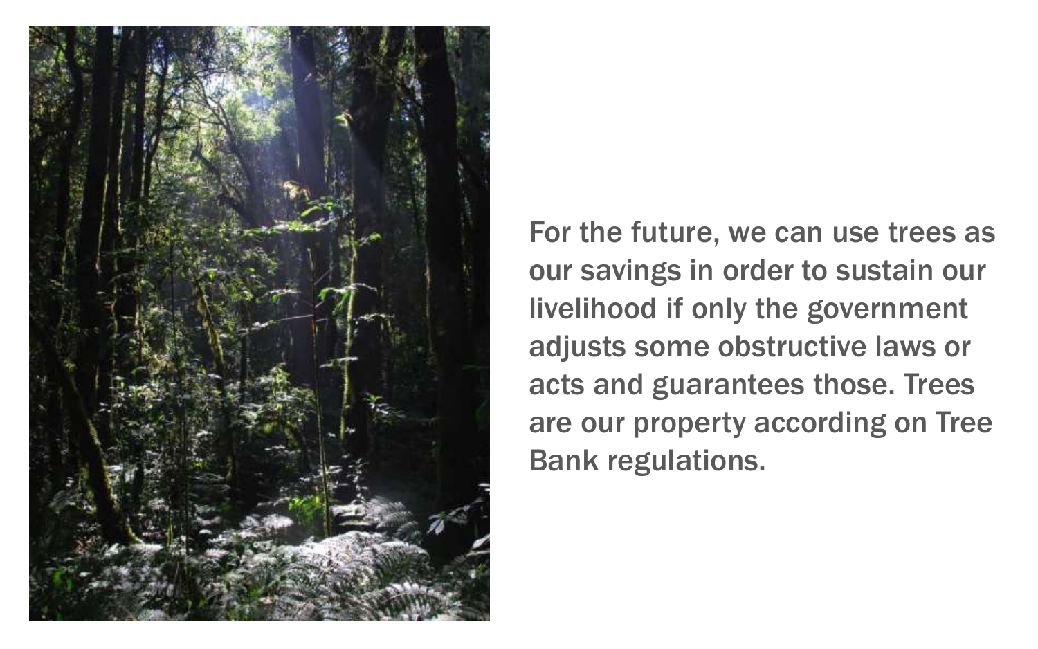For the future, we can use trees as our savings in order to sustain our livelihood if only the government adjusts some obstructive laws or acts and guarantees those. Trees are our property according on Tree Bank regulations.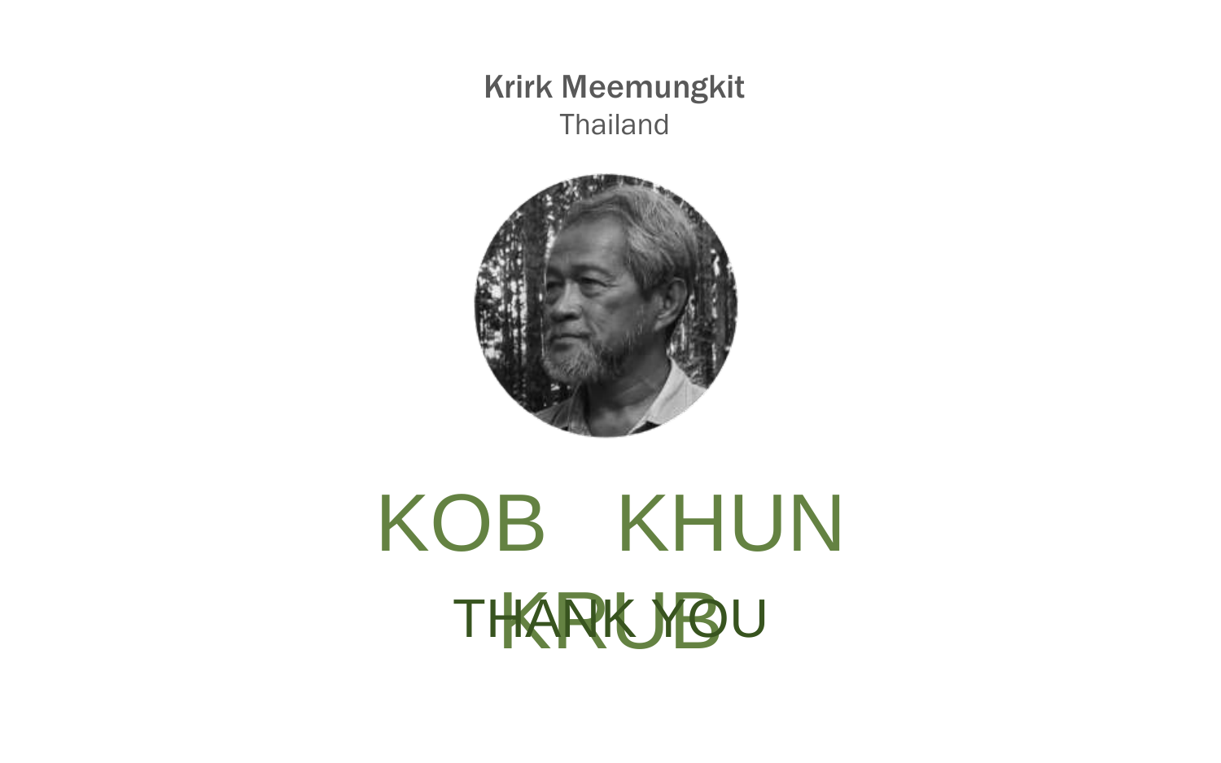**Krirk Meemungkit**
Thailand

KOB KHUN KRUB

THANK YOU